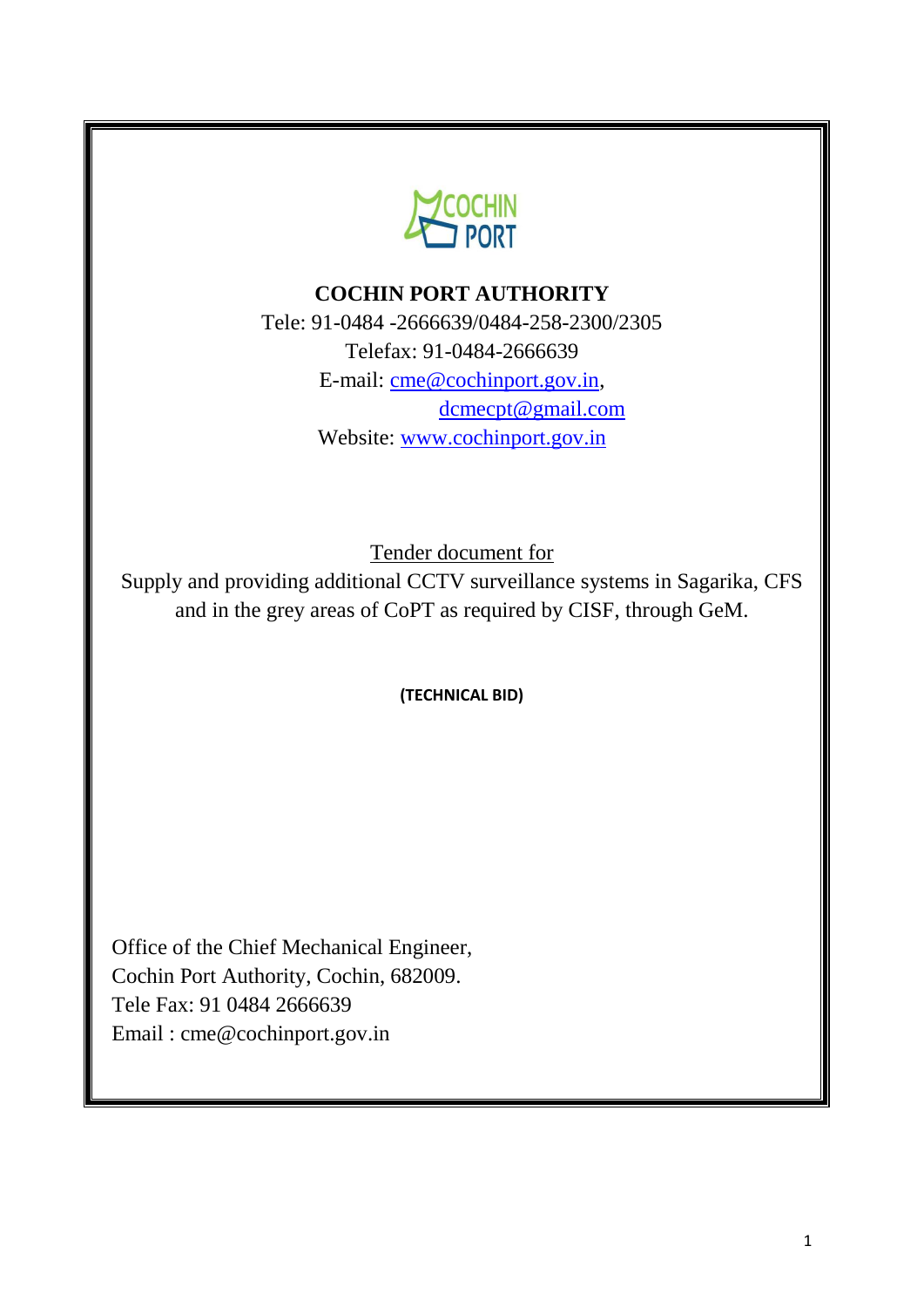# COCHIN PORT AUTHORITY

Tele: 91-0484 -2666639/0484-258-2300/2305

Telefax: 91-0484-2666639

E-mail: cme@cochinport.gov.in, dcmecpt@gmail.com

Website: www.cochinport.gov.in

Tender document for

Supply and providing additional CCTV surveillance systems in Sagarika, CFS and in the grey areas of CoPT as required by CISF, through GeM.

**(TECHNICAL BID)**

Office of the Chief Mechanical Engineer,
Cochin Port Authority, Cochin, 682009.
Tele Fax: 91 0484 2666639
Email : cme@cochinport.gov.in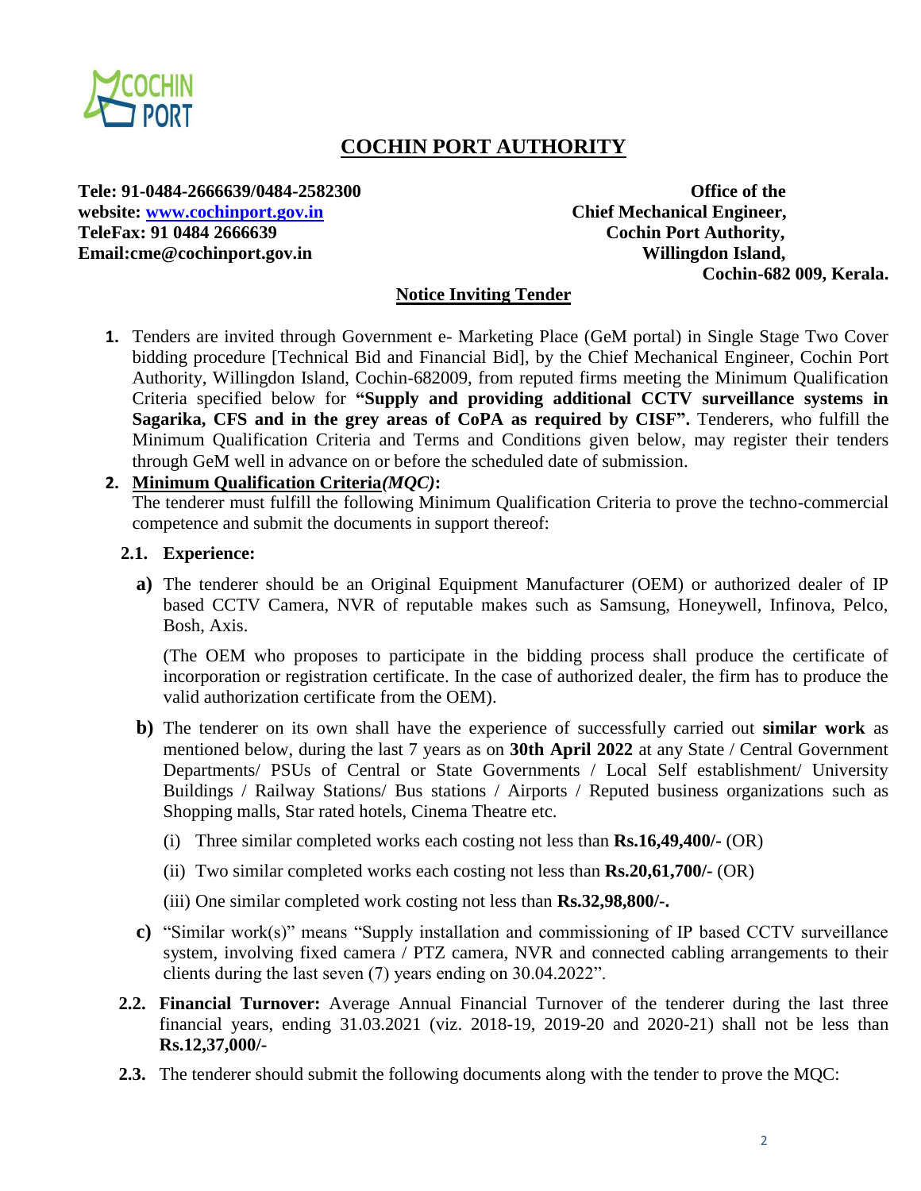# COCHIN PORT AUTHORITY

**Tele: 91-0484-2666639/0484-2582300**
**website: [www.cochinport.gov.in](http://www.cochinport.gov.in)**
**TeleFax: 91 0484 2666639**
**Email:cme@cochinport.gov.in**

**Office of the**
**Chief Mechanical Engineer,**
**Cochin Port Authority,**
**Willingdon Island,**
**Cochin-682 009, Kerala.**

## Notice Inviting Tender

1. Tenders are invited through Government e- Marketing Place (GeM portal) in Single Stage Two Cover bidding procedure [Technical Bid and Financial Bid], by the Chief Mechanical Engineer, Cochin Port Authority, Willingdon Island, Cochin-682009, from reputed firms meeting the Minimum Qualification Criteria specified below for **"Supply and providing additional CCTV surveillance systems in Sagarika, CFS and in the grey areas of CoPA as required by CISF".** Tenderers, who fulfill the Minimum Qualification Criteria and Terms and Conditions given below, may register their tenders through GeM well in advance on or before the scheduled date of submission.

2. **Minimum Qualification Criteria*(MQC)*:**
   The tenderer must fulfill the following Minimum Qualification Criteria to prove the techno-commercial competence and submit the documents in support thereof:

   **2.1. Experience:**

   **a)** The tenderer should be an Original Equipment Manufacturer (OEM) or authorized dealer of IP based CCTV Camera, NVR of reputable makes such as Samsung, Honeywell, Infinova, Pelco, Bosh, Axis.

   (The OEM who proposes to participate in the bidding process shall produce the certificate of incorporation or registration certificate. In the case of authorized dealer, the firm has to produce the valid authorization certificate from the OEM).

   **b)** The tenderer on its own shall have the experience of successfully carried out **similar work** as mentioned below, during the last 7 years as on **30th April 2022** at any State / Central Government Departments/ PSUs of Central or State Governments / Local Self establishment/ University Buildings / Railway Stations/ Bus stations / Airports / Reputed business organizations such as Shopping malls, Star rated hotels, Cinema Theatre etc.

   (i) Three similar completed works each costing not less than **Rs.16,49,400/-** (OR)

   (ii) Two similar completed works each costing not less than **Rs.20,61,700/-** (OR)

   (iii) One similar completed work costing not less than **Rs.32,98,800/-.**

   **c)** "Similar work(s)" means "Supply installation and commissioning of IP based CCTV surveillance system, involving fixed camera / PTZ camera, NVR and connected cabling arrangements to their clients during the last seven (7) years ending on 30.04.2022".

   **2.2. Financial Turnover:** Average Annual Financial Turnover of the tenderer during the last three financial years, ending 31.03.2021 (viz. 2018-19, 2019-20 and 2020-21) shall not be less than **Rs.12,37,000/-**

   **2.3.** The tenderer should submit the following documents along with the tender to prove the MQC: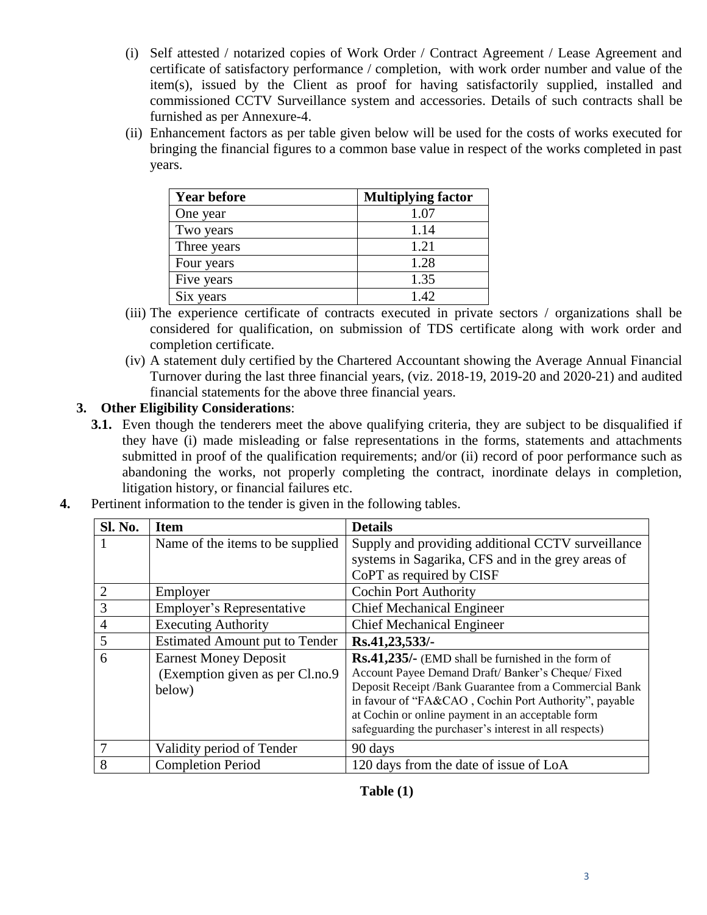(i) Self attested / notarized copies of Work Order / Contract Agreement / Lease Agreement and certificate of satisfactory performance / completion, with work order number and value of the item(s), issued by the Client as proof for having satisfactorily supplied, installed and commissioned CCTV Surveillance system and accessories. Details of such contracts shall be furnished as per Annexure-4.

(ii) Enhancement factors as per table given below will be used for the costs of works executed for bringing the financial figures to a common base value in respect of the works completed in past years.

| Year before | Multiplying factor |
|---|---|
| One year | 1.07 |
| Two years | 1.14 |
| Three years | 1.21 |
| Four years | 1.28 |
| Five years | 1.35 |
| Six years | 1.42 |

(iii) The experience certificate of contracts executed in private sectors / organizations shall be considered for qualification, on submission of TDS certificate along with work order and completion certificate.

(iv) A statement duly certified by the Chartered Accountant showing the Average Annual Financial Turnover during the last three financial years, (viz. 2018-19, 2019-20 and 2020-21) and audited financial statements for the above three financial years.

**3. Other Eligibility Considerations**:

**3.1.** Even though the tenderers meet the above qualifying criteria, they are subject to be disqualified if they have (i) made misleading or false representations in the forms, statements and attachments submitted in proof of the qualification requirements; and/or (ii) record of poor performance such as abandoning the works, not properly completing the contract, inordinate delays in completion, litigation history, or financial failures etc.

**4.** Pertinent information to the tender is given in the following tables.

| Sl. No. | Item | Details |
|---|---|---|
| 1 | Name of the items to be supplied | Supply and providing additional CCTV surveillance systems in Sagarika, CFS and in the grey areas of CoPT as required by CISF |
| 2 | Employer | Cochin Port Authority |
| 3 | Employer's Representative | Chief Mechanical Engineer |
| 4 | Executing Authority | Chief Mechanical Engineer |
| 5 | Estimated Amount put to Tender | **Rs.41,23,533/-** |
| 6 | Earnest Money Deposit (Exemption given as per Cl.no.9 below) | **Rs.41,235/-** (EMD shall be furnished in the form of Account Payee Demand Draft/ Banker's Cheque/ Fixed Deposit Receipt /Bank Guarantee from a Commercial Bank in favour of "FA&CAO , Cochin Port Authority", payable at Cochin or online payment in an acceptable form safeguarding the purchaser's interest in all respects) |
| 7 | Validity period of Tender | 90 days |
| 8 | Completion Period | 120 days from the date of issue of LoA |

**Table (1)**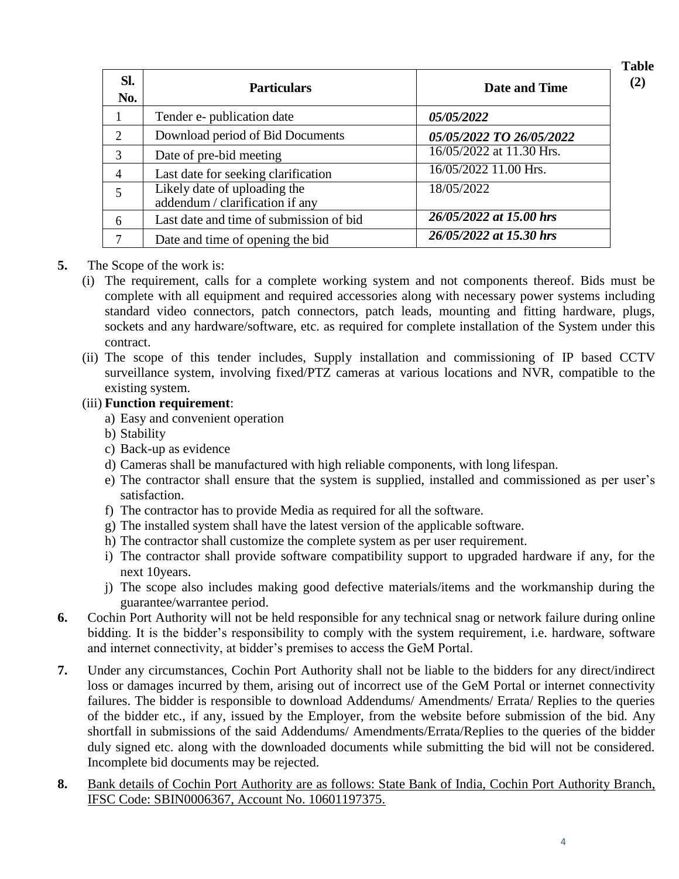**Table (2)**

| Sl. No. | Particulars | Date and Time |
|---|---|---|
| 1 | Tender e- publication date | ***05/05/2022*** |
| 2 | Download period of Bid Documents | ***05/05/2022 TO 26/05/2022*** |
| 3 | Date of pre-bid meeting | 16/05/2022 at 11.30 Hrs. |
| 4 | Last date for seeking clarification | 16/05/2022 11.00 Hrs. |
| 5 | Likely date of uploading the addendum / clarification if any | 18/05/2022 |
| 6 | Last date and time of submission of bid | ***26/05/2022 at 15.00 hrs*** |
| 7 | Date and time of opening the bid | ***26/05/2022 at 15.30 hrs*** |

**5.** The Scope of the work is:

(i) The requirement, calls for a complete working system and not components thereof. Bids must be complete with all equipment and required accessories along with necessary power systems including standard video connectors, patch connectors, patch leads, mounting and fitting hardware, plugs, sockets and any hardware/software, etc. as required for complete installation of the System under this contract.

(ii) The scope of this tender includes, Supply installation and commissioning of IP based CCTV surveillance system, involving fixed/PTZ cameras at various locations and NVR, compatible to the existing system.

(iii) **Function requirement**:

a) Easy and convenient operation
b) Stability
c) Back-up as evidence
d) Cameras shall be manufactured with high reliable components, with long lifespan.
e) The contractor shall ensure that the system is supplied, installed and commissioned as per user's satisfaction.
f) The contractor has to provide Media as required for all the software.
g) The installed system shall have the latest version of the applicable software.
h) The contractor shall customize the complete system as per user requirement.
i) The contractor shall provide software compatibility support to upgraded hardware if any, for the next 10years.
j) The scope also includes making good defective materials/items and the workmanship during the guarantee/warrantee period.

**6.** Cochin Port Authority will not be held responsible for any technical snag or network failure during online bidding. It is the bidder's responsibility to comply with the system requirement, i.e. hardware, software and internet connectivity, at bidder's premises to access the GeM Portal.

**7.** Under any circumstances, Cochin Port Authority shall not be liable to the bidders for any direct/indirect loss or damages incurred by them, arising out of incorrect use of the GeM Portal or internet connectivity failures. The bidder is responsible to download Addendums/ Amendments/ Errata/ Replies to the queries of the bidder etc., if any, issued by the Employer, from the website before submission of the bid. Any shortfall in submissions of the said Addendums/ Amendments/Errata/Replies to the queries of the bidder duly signed etc. along with the downloaded documents while submitting the bid will not be considered. Incomplete bid documents may be rejected.

**8.** <u>Bank details of Cochin Port Authority are as follows: State Bank of India, Cochin Port Authority Branch, IFSC Code: SBIN0006367, Account No. 10601197375.</u>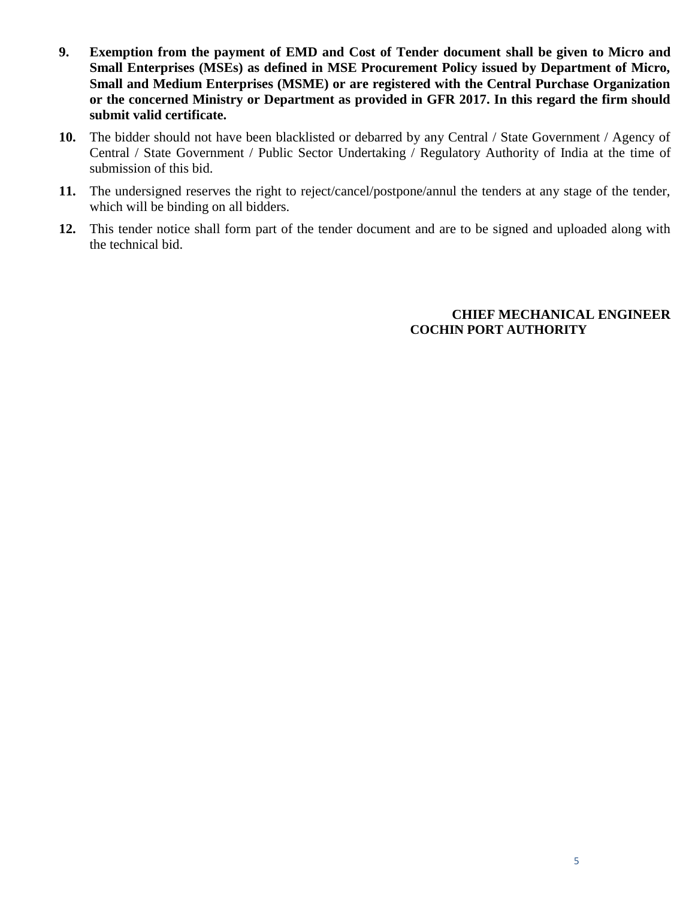9. **Exemption from the payment of EMD and Cost of Tender document shall be given to Micro and Small Enterprises (MSEs) as defined in MSE Procurement Policy issued by Department of Micro, Small and Medium Enterprises (MSME) or are registered with the Central Purchase Organization or the concerned Ministry or Department as provided in GFR 2017. In this regard the firm should submit valid certificate.**

10. The bidder should not have been blacklisted or debarred by any Central / State Government / Agency of Central / State Government / Public Sector Undertaking / Regulatory Authority of India at the time of submission of this bid.

11. The undersigned reserves the right to reject/cancel/postpone/annul the tenders at any stage of the tender, which will be binding on all bidders.

12. This tender notice shall form part of the tender document and are to be signed and uploaded along with the technical bid.

**CHIEF MECHANICAL ENGINEER**
**COCHIN PORT AUTHORITY**